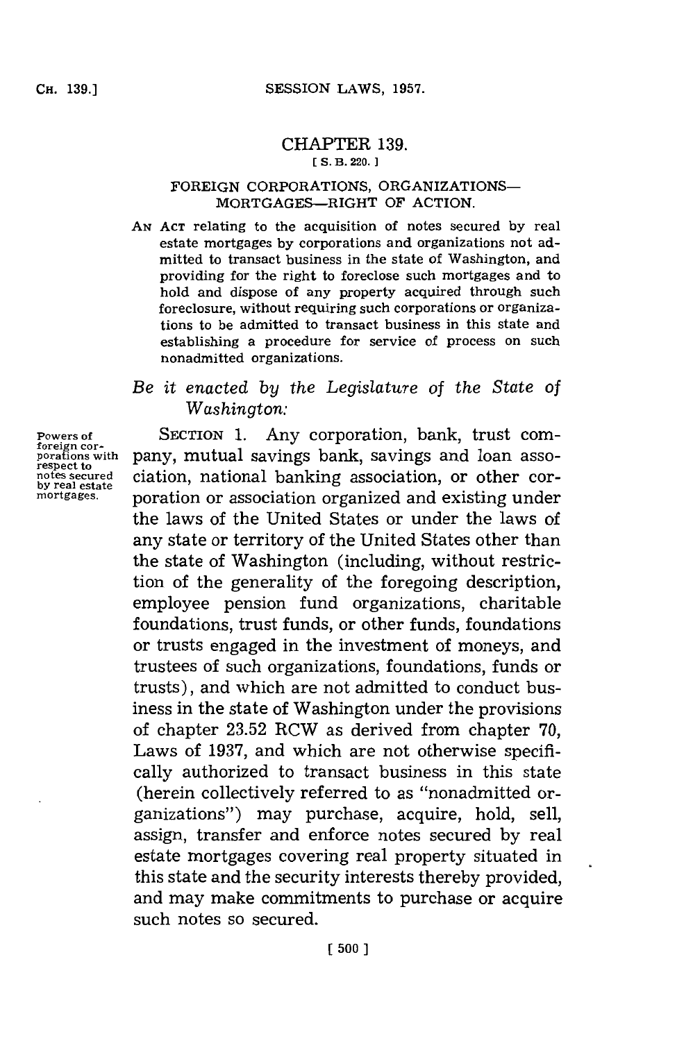# CHAPTER 139.

[ S. B. 220. ]

## FOREIGN CORPORATIONS, ORGANIZATIONS—MORTGAGES—RIGHT OF ACTION.

AN ACT relating to the acquisition of notes secured by real estate mortgages by corporations and organizations not admitted to transact business in the state of Washington, and providing for the right to foreclose such mortgages and to hold and dispose of any property acquired through such foreclosure, without requiring such corporations or organizations to be admitted to transact business in this state and establishing a procedure for service of process on such nonadmitted organizations.

*Be it enacted by the Legislature of the State of Washington:*

Powers of foreign corporations with respect to notes secured by real estate mortgages.

SECTION 1. Any corporation, bank, trust company, mutual savings bank, savings and loan association, national banking association, or other corporation or association organized and existing under the laws of the United States or under the laws of any state or territory of the United States other than the state of Washington (including, without restriction of the generality of the foregoing description, employee pension fund organizations, charitable foundations, trust funds, or other funds, foundations or trusts engaged in the investment of moneys, and trustees of such organizations, foundations, funds or trusts), and which are not admitted to conduct business in the state of Washington under the provisions of chapter 23.52 RCW as derived from chapter 70, Laws of 1937, and which are not otherwise specifically authorized to transact business in this state (herein collectively referred to as "nonadmitted organizations") may purchase, acquire, hold, sell, assign, transfer and enforce notes secured by real estate mortgages covering real property situated in this state and the security interests thereby provided, and may make commitments to purchase or acquire such notes so secured.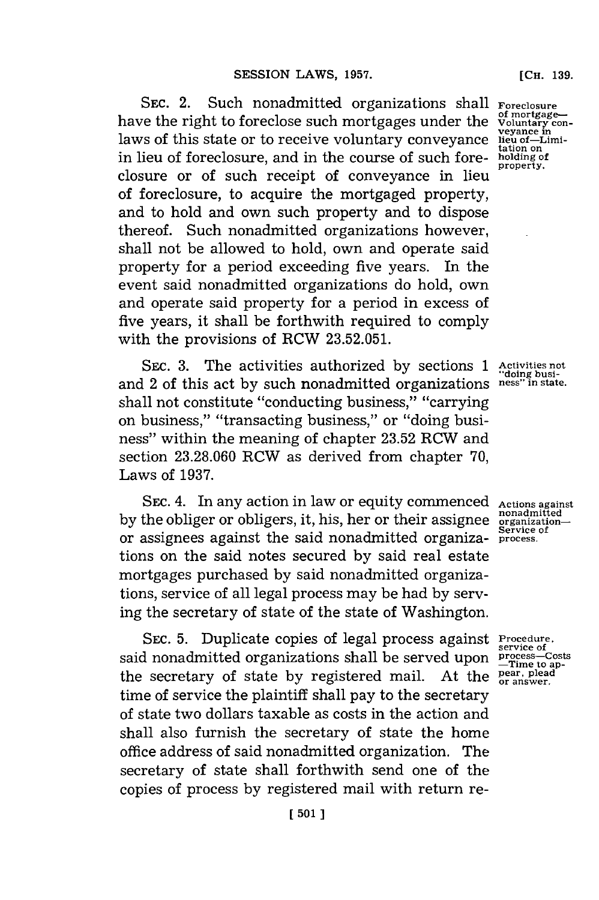SEC. 2. Such nonadmitted organizations shall have the right to foreclose such mortgages under the laws of this state or to receive voluntary conveyance in lieu of foreclosure, and in the course of such foreclosure or of such receipt of conveyance in lieu of foreclosure, to acquire the mortgaged property, and to hold and own such property and to dispose thereof. Such nonadmitted organizations however, shall not be allowed to hold, own and operate said property for a period exceeding five years. In the event said nonadmitted organizations do hold, own and operate said property for a period in excess of five years, it shall be forthwith required to comply with the provisions of RCW 23.52.051.

*Foreclosure of mortgage—Voluntary conveyance in lieu of—Limitation on holding of property.*

SEC. 3. The activities authorized by sections 1 and 2 of this act by such nonadmitted organizations shall not constitute "conducting business," "carrying on business," "transacting business," or "doing business" within the meaning of chapter 23.52 RCW and section 23.28.060 RCW as derived from chapter 70, Laws of 1937.

*Activities not "doing business" in state.*

SEC. 4. In any action in law or equity commenced by the obliger or obligers, it, his, her or their assignee or assignees against the said nonadmitted organizations on the said notes secured by said real estate mortgages purchased by said nonadmitted organizations, service of all legal process may be had by serving the secretary of state of the state of Washington.

*Actions against nonadmitted organization—Service of process.*

SEC. 5. Duplicate copies of legal process against said nonadmitted organizations shall be served upon the secretary of state by registered mail. At the time of service the plaintiff shall pay to the secretary of state two dollars taxable as costs in the action and shall also furnish the secretary of state the home office address of said nonadmitted organization. The secretary of state shall forthwith send one of the copies of process by registered mail with return re-

*Procedure, service of process—Costs—Time to appear, plead or answer.*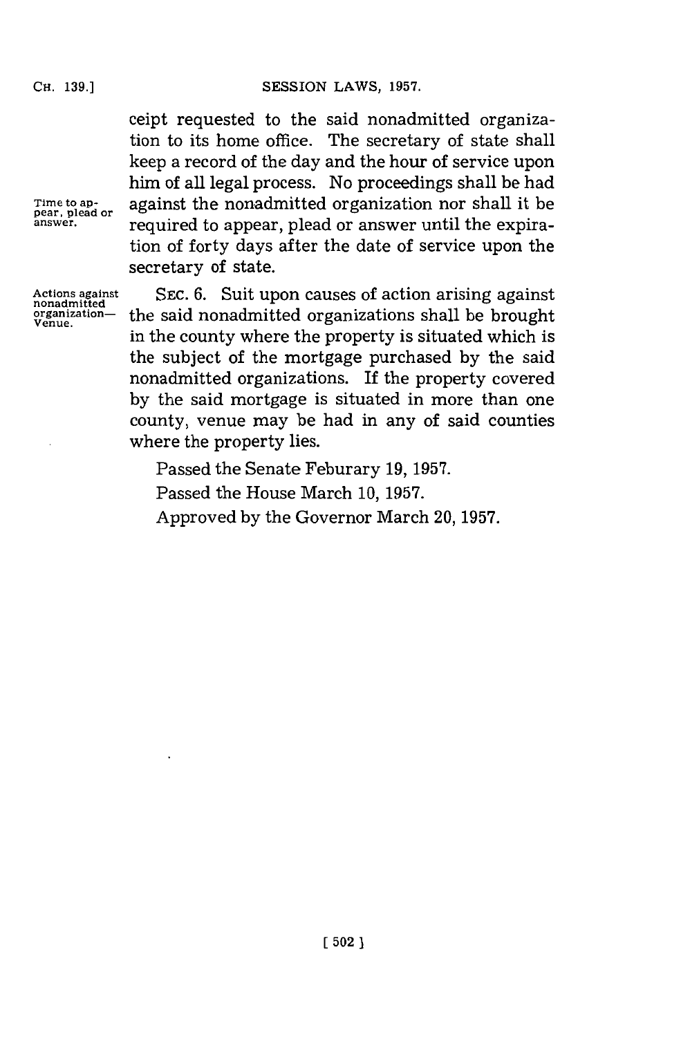ceipt requested to the said nonadmitted organization to its home office. The secretary of state shall keep a record of the day and the hour of service upon him of all legal process. No proceedings shall be had against the nonadmitted organization nor shall it be required to appear, plead or answer until the expiration of forty days after the date of service upon the secretary of state.

Time to appear, plead or answer.

Actions against nonadmitted organization—Venue.

SEC. 6. Suit upon causes of action arising against the said nonadmitted organizations shall be brought in the county where the property is situated which is the subject of the mortgage purchased by the said nonadmitted organizations. If the property covered by the said mortgage is situated in more than one county, venue may be had in any of said counties where the property lies.

Passed the Senate Feburary 19, 1957.

Passed the House March 10, 1957.

Approved by the Governor March 20, 1957.